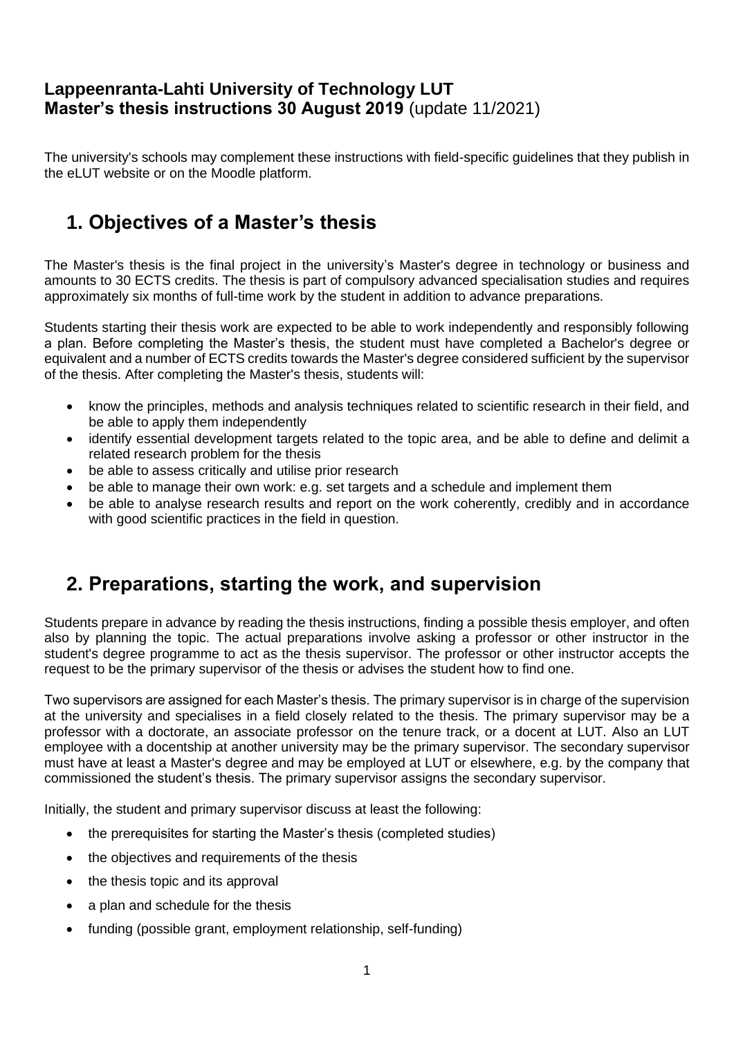**Lappeenranta-Lahti University of Technology LUT**
**Master's thesis instructions 30 August 2019** (update 11/2021)

The university's schools may complement these instructions with field-specific guidelines that they publish in the eLUT website or on the Moodle platform.

## 1. Objectives of a Master's thesis

The Master's thesis is the final project in the university's Master's degree in technology or business and amounts to 30 ECTS credits. The thesis is part of compulsory advanced specialisation studies and requires approximately six months of full-time work by the student in addition to advance preparations.

Students starting their thesis work are expected to be able to work independently and responsibly following a plan. Before completing the Master's thesis, the student must have completed a Bachelor's degree or equivalent and a number of ECTS credits towards the Master's degree considered sufficient by the supervisor of the thesis. After completing the Master's thesis, students will:

- know the principles, methods and analysis techniques related to scientific research in their field, and be able to apply them independently
- identify essential development targets related to the topic area, and be able to define and delimit a related research problem for the thesis
- be able to assess critically and utilise prior research
- be able to manage their own work: e.g. set targets and a schedule and implement them
- be able to analyse research results and report on the work coherently, credibly and in accordance with good scientific practices in the field in question.

## 2. Preparations, starting the work, and supervision

Students prepare in advance by reading the thesis instructions, finding a possible thesis employer, and often also by planning the topic. The actual preparations involve asking a professor or other instructor in the student's degree programme to act as the thesis supervisor. The professor or other instructor accepts the request to be the primary supervisor of the thesis or advises the student how to find one.

Two supervisors are assigned for each Master's thesis. The primary supervisor is in charge of the supervision at the university and specialises in a field closely related to the thesis. The primary supervisor may be a professor with a doctorate, an associate professor on the tenure track, or a docent at LUT. Also an LUT employee with a docentship at another university may be the primary supervisor. The secondary supervisor must have at least a Master's degree and may be employed at LUT or elsewhere, e.g. by the company that commissioned the student's thesis. The primary supervisor assigns the secondary supervisor.

Initially, the student and primary supervisor discuss at least the following:

- the prerequisites for starting the Master's thesis (completed studies)
- the objectives and requirements of the thesis
- the thesis topic and its approval
- a plan and schedule for the thesis
- funding (possible grant, employment relationship, self-funding)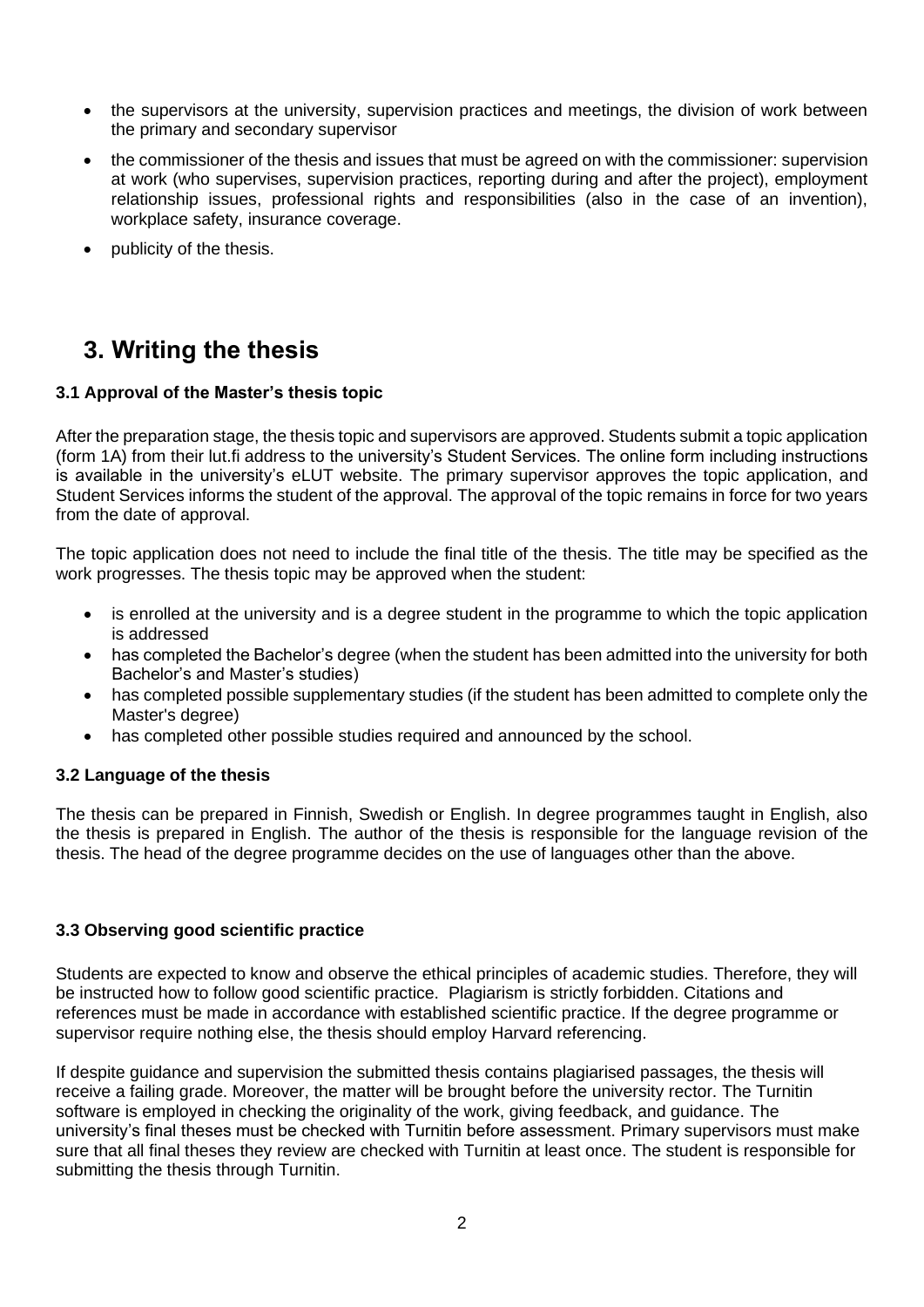- the supervisors at the university, supervision practices and meetings, the division of work between the primary and secondary supervisor
- the commissioner of the thesis and issues that must be agreed on with the commissioner: supervision at work (who supervises, supervision practices, reporting during and after the project), employment relationship issues, professional rights and responsibilities (also in the case of an invention), workplace safety, insurance coverage.
- publicity of the thesis.

# 3. Writing the thesis

### 3.1 Approval of the Master's thesis topic

After the preparation stage, the thesis topic and supervisors are approved. Students submit a topic application (form 1A) from their lut.fi address to the university's Student Services. The online form including instructions is available in the university's eLUT website. The primary supervisor approves the topic application, and Student Services informs the student of the approval. The approval of the topic remains in force for two years from the date of approval.

The topic application does not need to include the final title of the thesis. The title may be specified as the work progresses. The thesis topic may be approved when the student:

- is enrolled at the university and is a degree student in the programme to which the topic application is addressed
- has completed the Bachelor's degree (when the student has been admitted into the university for both Bachelor's and Master's studies)
- has completed possible supplementary studies (if the student has been admitted to complete only the Master's degree)
- has completed other possible studies required and announced by the school.

### 3.2 Language of the thesis

The thesis can be prepared in Finnish, Swedish or English. In degree programmes taught in English, also the thesis is prepared in English. The author of the thesis is responsible for the language revision of the thesis. The head of the degree programme decides on the use of languages other than the above.

### 3.3 Observing good scientific practice

Students are expected to know and observe the ethical principles of academic studies. Therefore, they will be instructed how to follow good scientific practice. Plagiarism is strictly forbidden. Citations and references must be made in accordance with established scientific practice. If the degree programme or supervisor require nothing else, the thesis should employ Harvard referencing.

If despite guidance and supervision the submitted thesis contains plagiarised passages, the thesis will receive a failing grade. Moreover, the matter will be brought before the university rector. The Turnitin software is employed in checking the originality of the work, giving feedback, and guidance. The university's final theses must be checked with Turnitin before assessment. Primary supervisors must make sure that all final theses they review are checked with Turnitin at least once. The student is responsible for submitting the thesis through Turnitin.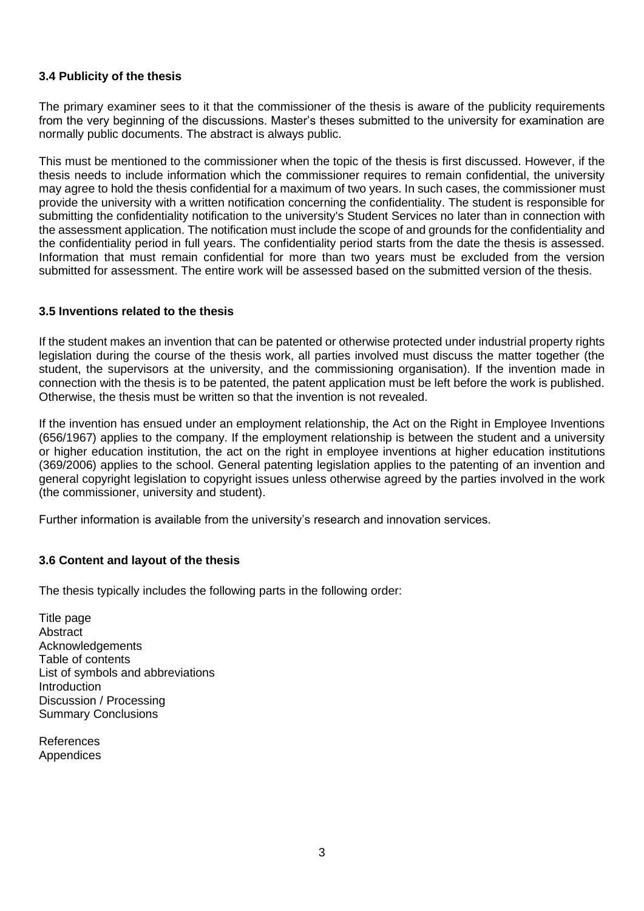### 3.4 Publicity of the thesis

The primary examiner sees to it that the commissioner of the thesis is aware of the publicity requirements from the very beginning of the discussions. Master's theses submitted to the university for examination are normally public documents. The abstract is always public.

This must be mentioned to the commissioner when the topic of the thesis is first discussed. However, if the thesis needs to include information which the commissioner requires to remain confidential, the university may agree to hold the thesis confidential for a maximum of two years. In such cases, the commissioner must provide the university with a written notification concerning the confidentiality. The student is responsible for submitting the confidentiality notification to the university's Student Services no later than in connection with the assessment application. The notification must include the scope of and grounds for the confidentiality and the confidentiality period in full years. The confidentiality period starts from the date the thesis is assessed. Information that must remain confidential for more than two years must be excluded from the version submitted for assessment. The entire work will be assessed based on the submitted version of the thesis.

### 3.5 Inventions related to the thesis

If the student makes an invention that can be patented or otherwise protected under industrial property rights legislation during the course of the thesis work, all parties involved must discuss the matter together (the student, the supervisors at the university, and the commissioning organisation). If the invention made in connection with the thesis is to be patented, the patent application must be left before the work is published. Otherwise, the thesis must be written so that the invention is not revealed.

If the invention has ensued under an employment relationship, the Act on the Right in Employee Inventions (656/1967) applies to the company. If the employment relationship is between the student and a university or higher education institution, the act on the right in employee inventions at higher education institutions (369/2006) applies to the school. General patenting legislation applies to the patenting of an invention and general copyright legislation to copyright issues unless otherwise agreed by the parties involved in the work (the commissioner, university and student).

Further information is available from the university's research and innovation services.

### 3.6 Content and layout of the thesis

The thesis typically includes the following parts in the following order:

Title page
Abstract
Acknowledgements
Table of contents
List of symbols and abbreviations
Introduction
Discussion / Processing
Summary Conclusions

References
Appendices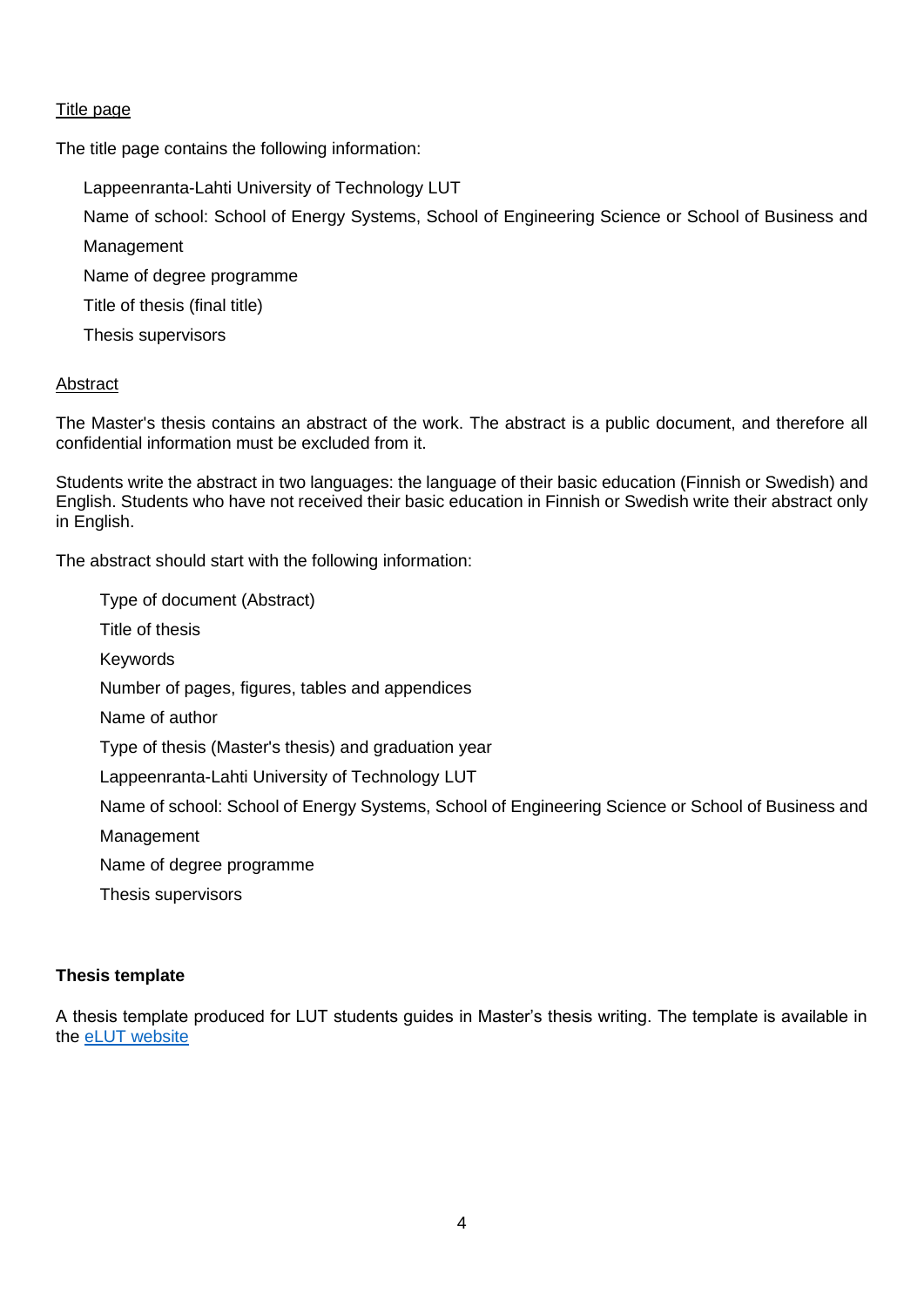Title page

The title page contains the following information:

Lappeenranta-Lahti University of Technology LUT
Name of school: School of Energy Systems, School of Engineering Science or School of Business and Management
Name of degree programme
Title of thesis (final title)
Thesis supervisors

Abstract

The Master's thesis contains an abstract of the work. The abstract is a public document, and therefore all confidential information must be excluded from it.

Students write the abstract in two languages: the language of their basic education (Finnish or Swedish) and English. Students who have not received their basic education in Finnish or Swedish write their abstract only in English.

The abstract should start with the following information:

Type of document (Abstract)
Title of thesis
Keywords
Number of pages, figures, tables and appendices
Name of author
Type of thesis (Master's thesis) and graduation year
Lappeenranta-Lahti University of Technology LUT
Name of school: School of Energy Systems, School of Engineering Science or School of Business and Management
Name of degree programme
Thesis supervisors

**Thesis template**

A thesis template produced for LUT students guides in Master's thesis writing. The template is available in the eLUT website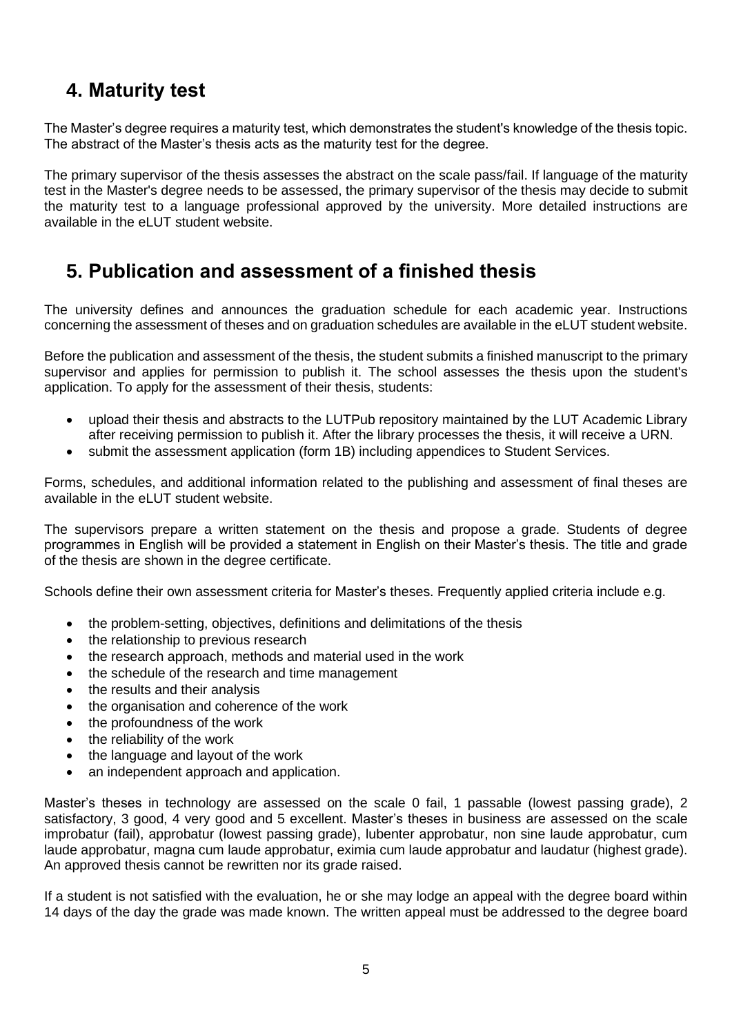## 4. Maturity test

The Master's degree requires a maturity test, which demonstrates the student's knowledge of the thesis topic. The abstract of the Master's thesis acts as the maturity test for the degree.

The primary supervisor of the thesis assesses the abstract on the scale pass/fail. If language of the maturity test in the Master's degree needs to be assessed, the primary supervisor of the thesis may decide to submit the maturity test to a language professional approved by the university. More detailed instructions are available in the eLUT student website.

## 5. Publication and assessment of a finished thesis

The university defines and announces the graduation schedule for each academic year. Instructions concerning the assessment of theses and on graduation schedules are available in the eLUT student website.

Before the publication and assessment of the thesis, the student submits a finished manuscript to the primary supervisor and applies for permission to publish it. The school assesses the thesis upon the student's application. To apply for the assessment of their thesis, students:

- upload their thesis and abstracts to the LUTPub repository maintained by the LUT Academic Library after receiving permission to publish it. After the library processes the thesis, it will receive a URN.
- submit the assessment application (form 1B) including appendices to Student Services.

Forms, schedules, and additional information related to the publishing and assessment of final theses are available in the eLUT student website.

The supervisors prepare a written statement on the thesis and propose a grade. Students of degree programmes in English will be provided a statement in English on their Master's thesis. The title and grade of the thesis are shown in the degree certificate.

Schools define their own assessment criteria for Master's theses. Frequently applied criteria include e.g.

- the problem-setting, objectives, definitions and delimitations of the thesis
- the relationship to previous research
- the research approach, methods and material used in the work
- the schedule of the research and time management
- the results and their analysis
- the organisation and coherence of the work
- the profoundness of the work
- the reliability of the work
- the language and layout of the work
- an independent approach and application.

Master's theses in technology are assessed on the scale 0 fail, 1 passable (lowest passing grade), 2 satisfactory, 3 good, 4 very good and 5 excellent. Master's theses in business are assessed on the scale improbatur (fail), approbatur (lowest passing grade), lubenter approbatur, non sine laude approbatur, cum laude approbatur, magna cum laude approbatur, eximia cum laude approbatur and laudatur (highest grade). An approved thesis cannot be rewritten nor its grade raised.

If a student is not satisfied with the evaluation, he or she may lodge an appeal with the degree board within 14 days of the day the grade was made known. The written appeal must be addressed to the degree board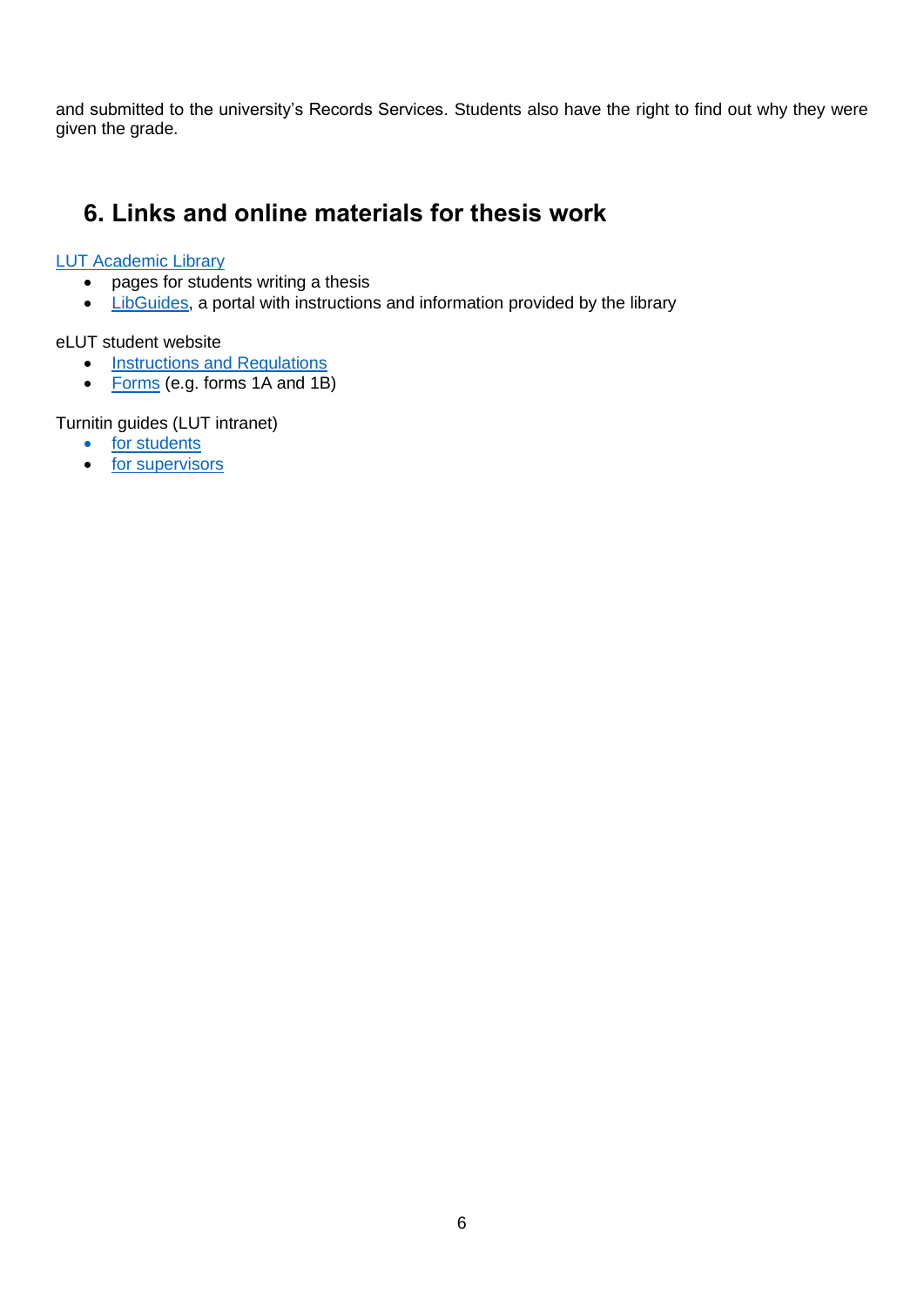and submitted to the university's Records Services. Students also have the right to find out why they were given the grade.

## 6. Links and online materials for thesis work

LUT Academic Library

- pages for students writing a thesis
- LibGuides, a portal with instructions and information provided by the library

eLUT student website

- Instructions and Regulations
- Forms (e.g. forms 1A and 1B)

Turnitin guides (LUT intranet)

- for students
- for supervisors